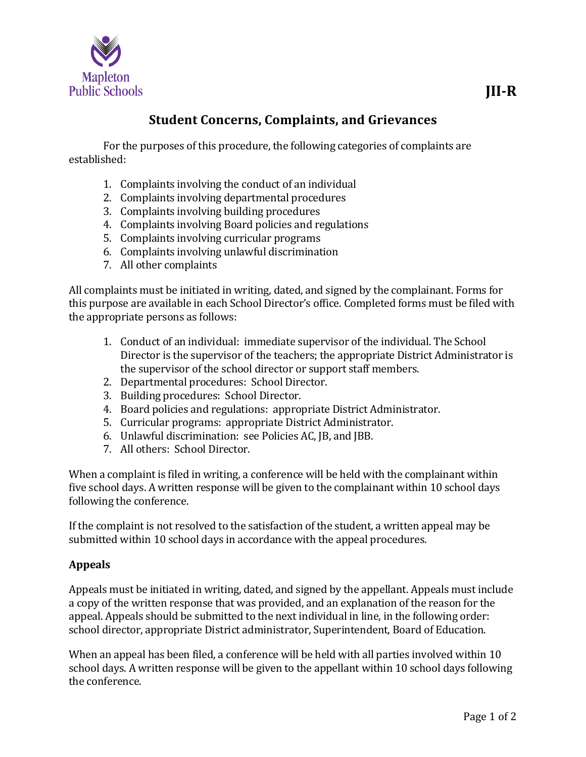Mapleton Public Schools

**JII-R**

# Student Concerns, Complaints, and Grievances

For the purposes of this procedure, the following categories of complaints are established:

1. Complaints involving the conduct of an individual
2. Complaints involving departmental procedures
3. Complaints involving building procedures
4. Complaints involving Board policies and regulations
5. Complaints involving curricular programs
6. Complaints involving unlawful discrimination
7. All other complaints

All complaints must be initiated in writing, dated, and signed by the complainant. Forms for this purpose are available in each School Director's office. Completed forms must be filed with the appropriate persons as follows:

1. Conduct of an individual: immediate supervisor of the individual. The School Director is the supervisor of the teachers; the appropriate District Administrator is the supervisor of the school director or support staff members.
2. Departmental procedures: School Director.
3. Building procedures: School Director.
4. Board policies and regulations: appropriate District Administrator.
5. Curricular programs: appropriate District Administrator.
6. Unlawful discrimination: see Policies AC, JB, and JBB.
7. All others: School Director.

When a complaint is filed in writing, a conference will be held with the complainant within five school days. A written response will be given to the complainant within 10 school days following the conference.

If the complaint is not resolved to the satisfaction of the student, a written appeal may be submitted within 10 school days in accordance with the appeal procedures.

## Appeals

Appeals must be initiated in writing, dated, and signed by the appellant. Appeals must include a copy of the written response that was provided, and an explanation of the reason for the appeal. Appeals should be submitted to the next individual in line, in the following order: school director, appropriate District administrator, Superintendent, Board of Education.

When an appeal has been filed, a conference will be held with all parties involved within 10 school days. A written response will be given to the appellant within 10 school days following the conference.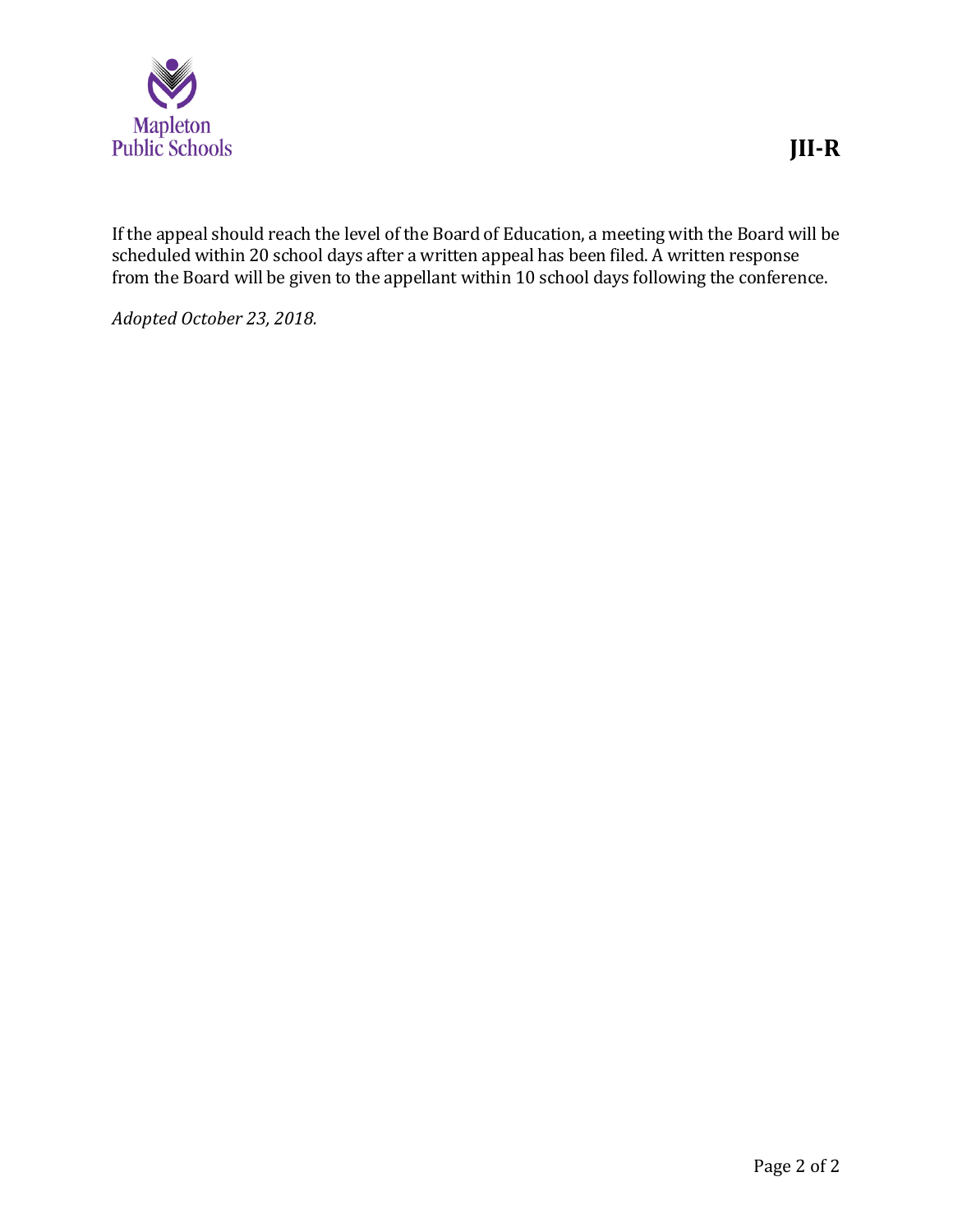If the appeal should reach the level of the Board of Education, a meeting with the Board will be scheduled within 20 school days after a written appeal has been filed. A written response from the Board will be given to the appellant within 10 school days following the conference.

*Adopted October 23, 2018.*